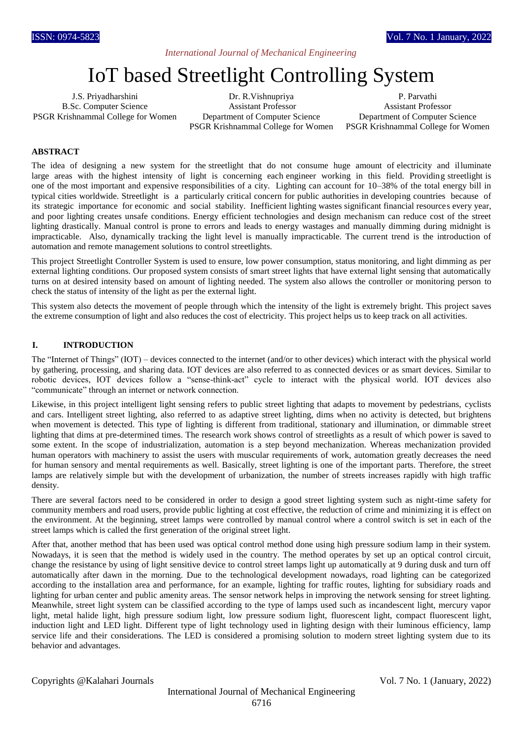# IoT based Streetlight Controlling System

J.S. Priyadharshini
B.Sc. Computer Science
PSGR Krishnammal College for Women

Dr. R.Vishnupriya
Assistant Professor
Department of Computer Science
PSGR Krishnammal College for Women

P. Parvathi
Assistant Professor
Department of Computer Science
PSGR Krishnammal College for Women

## ABSTRACT

The idea of designing a new system for the streetlight that do not consume huge amount of electricity and illuminate large areas with the highest intensity of light is concerning each engineer working in this field. Providing streetlight is one of the most important and expensive responsibilities of a city. Lighting can account for 10–38% of the total energy bill in typical cities worldwide. Streetlight is a particularly critical concern for public authorities in developing countries because of its strategic importance for economic and social stability. Inefficient lighting wastes significant financial resources every year, and poor lighting creates unsafe conditions. Energy efficient technologies and design mechanism can reduce cost of the street lighting drastically. Manual control is prone to errors and leads to energy wastages and manually dimming during midnight is impracticable. Also, dynamically tracking the light level is manually impracticable. The current trend is the introduction of automation and remote management solutions to control streetlights.

This project Streetlight Controller System is used to ensure, low power consumption, status monitoring, and light dimming as per external lighting conditions. Our proposed system consists of smart street lights that have external light sensing that automatically turns on at desired intensity based on amount of lighting needed. The system also allows the controller or monitoring person to check the status of intensity of the light as per the external light.

This system also detects the movement of people through which the intensity of the light is extremely bright. This project saves the extreme consumption of light and also reduces the cost of electricity. This project helps us to keep track on all activities.

## I. INTRODUCTION

The "Internet of Things" (IOT) – devices connected to the internet (and/or to other devices) which interact with the physical world by gathering, processing, and sharing data. IOT devices are also referred to as connected devices or as smart devices. Similar to robotic devices, IOT devices follow a "sense-think-act" cycle to interact with the physical world. IOT devices also "communicate" through an internet or network connection.

Likewise, in this project intelligent light sensing refers to public street lighting that adapts to movement by pedestrians, cyclists and cars. Intelligent street lighting, also referred to as adaptive street lighting, dims when no activity is detected, but brightens when movement is detected. This type of lighting is different from traditional, stationary and illumination, or dimmable street lighting that dims at pre-determined times. The research work shows control of streetlights as a result of which power is saved to some extent. In the scope of industrialization, automation is a step beyond mechanization. Whereas mechanization provided human operators with machinery to assist the users with muscular requirements of work, automation greatly decreases the need for human sensory and mental requirements as well. Basically, street lighting is one of the important parts. Therefore, the street lamps are relatively simple but with the development of urbanization, the number of streets increases rapidly with high traffic density.

There are several factors need to be considered in order to design a good street lighting system such as night-time safety for community members and road users, provide public lighting at cost effective, the reduction of crime and minimizing it is effect on the environment. At the beginning, street lamps were controlled by manual control where a control switch is set in each of the street lamps which is called the first generation of the original street light.

After that, another method that has been used was optical control method done using high pressure sodium lamp in their system. Nowadays, it is seen that the method is widely used in the country. The method operates by set up an optical control circuit, change the resistance by using of light sensitive device to control street lamps light up automatically at 9 during dusk and turn off automatically after dawn in the morning. Due to the technological development nowadays, road lighting can be categorized according to the installation area and performance, for an example, lighting for traffic routes, lighting for subsidiary roads and lighting for urban center and public amenity areas. The sensor network helps in improving the network sensing for street lighting. Meanwhile, street light system can be classified according to the type of lamps used such as incandescent light, mercury vapor light, metal halide light, high pressure sodium light, low pressure sodium light, fluorescent light, compact fluorescent light, induction light and LED light. Different type of light technology used in lighting design with their luminous efficiency, lamp service life and their considerations. The LED is considered a promising solution to modern street lighting system due to its behavior and advantages.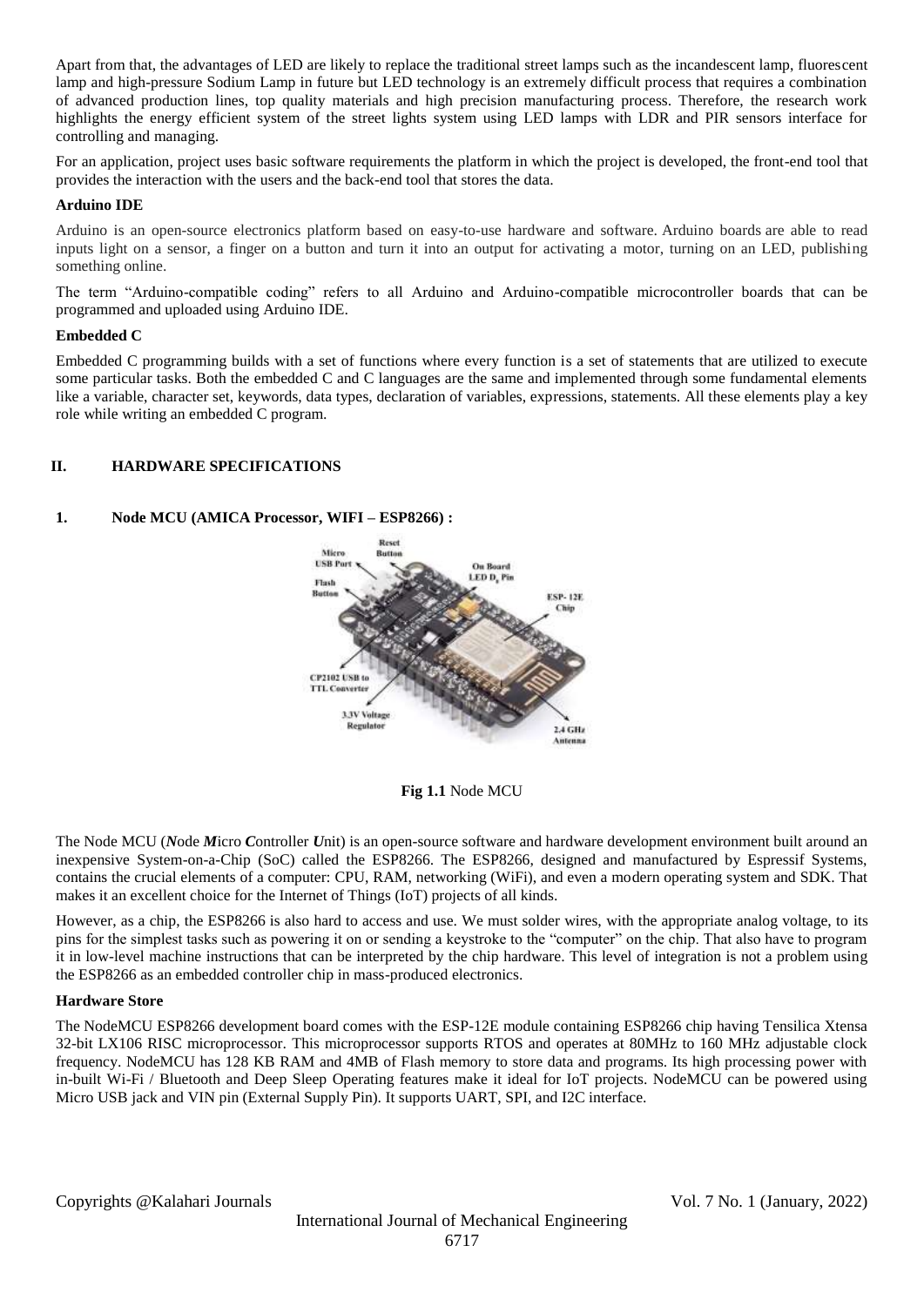Apart from that, the advantages of LED are likely to replace the traditional street lamps such as the incandescent lamp, fluorescent lamp and high-pressure Sodium Lamp in future but LED technology is an extremely difficult process that requires a combination of advanced production lines, top quality materials and high precision manufacturing process. Therefore, the research work highlights the energy efficient system of the street lights system using LED lamps with LDR and PIR sensors interface for controlling and managing.

For an application, project uses basic software requirements the platform in which the project is developed, the front-end tool that provides the interaction with the users and the back-end tool that stores the data.

**Arduino IDE**

Arduino is an open-source electronics platform based on easy-to-use hardware and software. Arduino boards are able to read inputs light on a sensor, a finger on a button and turn it into an output for activating a motor, turning on an LED, publishing something online.

The term "Arduino-compatible coding" refers to all Arduino and Arduino-compatible microcontroller boards that can be programmed and uploaded using Arduino IDE.

**Embedded C**

Embedded C programming builds with a set of functions where every function is a set of statements that are utilized to execute some particular tasks. Both the embedded C and C languages are the same and implemented through some fundamental elements like a variable, character set, keywords, data types, declaration of variables, expressions, statements. All these elements play a key role while writing an embedded C program.

## II. HARDWARE SPECIFICATIONS

### 1. Node MCU (AMICA Processor, WIFI – ESP8266) :

**Fig 1.1** Node MCU

The Node MCU (***N***ode ***M***icro ***C***ontroller ***U***nit) is an open-source software and hardware development environment built around an inexpensive System-on-a-Chip (SoC) called the ESP8266. The ESP8266, designed and manufactured by Espressif Systems, contains the crucial elements of a computer: CPU, RAM, networking (WiFi), and even a modern operating system and SDK. That makes it an excellent choice for the Internet of Things (IoT) projects of all kinds.

However, as a chip, the ESP8266 is also hard to access and use. We must solder wires, with the appropriate analog voltage, to its pins for the simplest tasks such as powering it on or sending a keystroke to the "computer" on the chip. That also have to program it in low-level machine instructions that can be interpreted by the chip hardware. This level of integration is not a problem using the ESP8266 as an embedded controller chip in mass-produced electronics.

**Hardware Store**

The NodeMCU ESP8266 development board comes with the ESP-12E module containing ESP8266 chip having Tensilica Xtensa 32-bit LX106 RISC microprocessor. This microprocessor supports RTOS and operates at 80MHz to 160 MHz adjustable clock frequency. NodeMCU has 128 KB RAM and 4MB of Flash memory to store data and programs. Its high processing power with in-built Wi-Fi / Bluetooth and Deep Sleep Operating features make it ideal for IoT projects. NodeMCU can be powered using Micro USB jack and VIN pin (External Supply Pin). It supports UART, SPI, and I2C interface.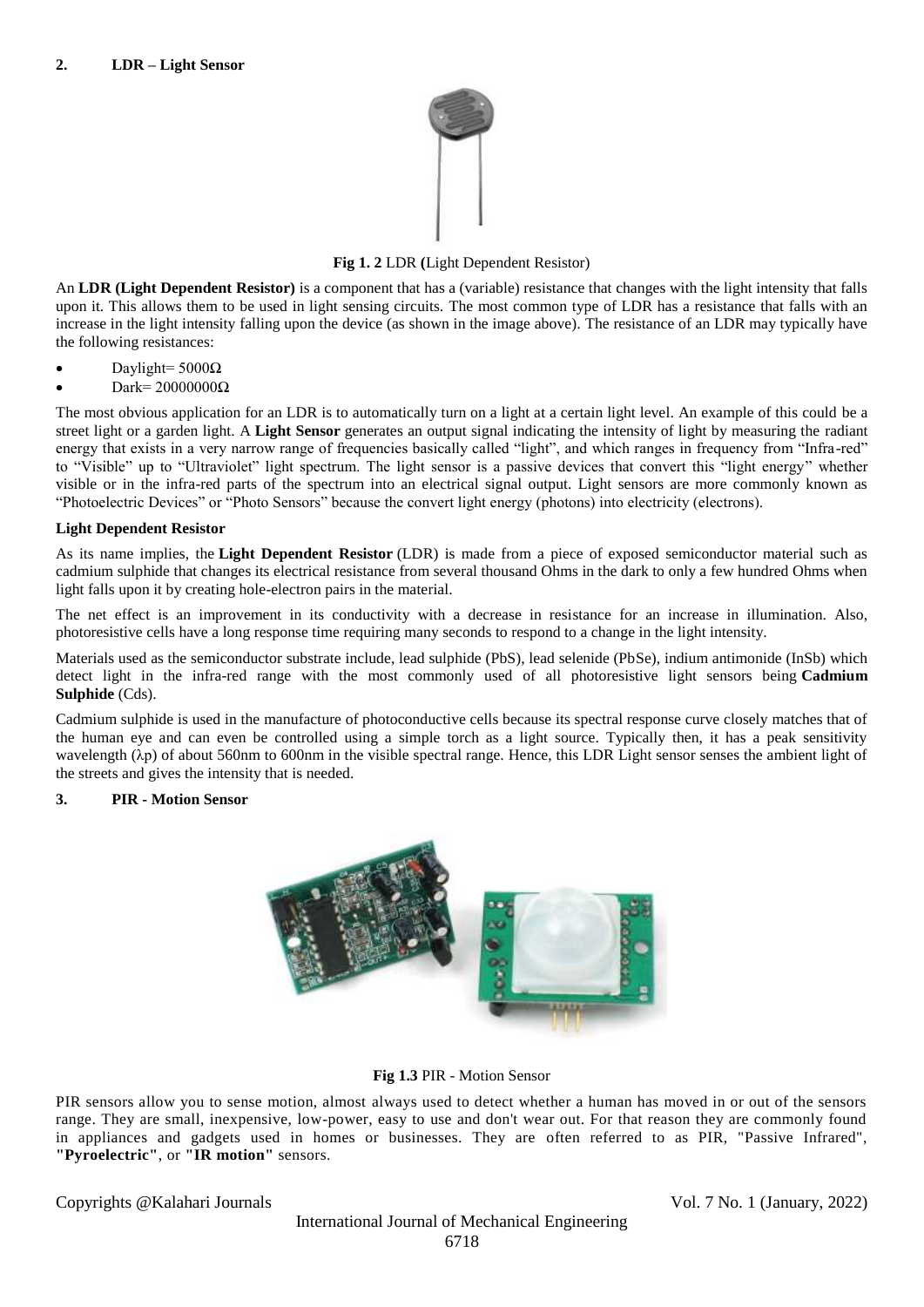## 2. LDR – Light Sensor

**Fig 1. 2** LDR **(**Light Dependent Resistor)

An **LDR (Light Dependent Resistor)** is a component that has a (variable) resistance that changes with the light intensity that falls upon it. This allows them to be used in light sensing circuits. The most common type of LDR has a resistance that falls with an increase in the light intensity falling upon the device (as shown in the image above). The resistance of an LDR may typically have the following resistances:

- Daylight= 5000Ω
- Dark= 20000000Ω

The most obvious application for an LDR is to automatically turn on a light at a certain light level. An example of this could be a street light or a garden light. A **Light Sensor** generates an output signal indicating the intensity of light by measuring the radiant energy that exists in a very narrow range of frequencies basically called "light", and which ranges in frequency from "Infra-red" to "Visible" up to "Ultraviolet" light spectrum. The light sensor is a passive devices that convert this "light energy" whether visible or in the infra-red parts of the spectrum into an electrical signal output. Light sensors are more commonly known as "Photoelectric Devices" or "Photo Sensors" because the convert light energy (photons) into electricity (electrons).

**Light Dependent Resistor**

As its name implies, the **Light Dependent Resistor** (LDR) is made from a piece of exposed semiconductor material such as cadmium sulphide that changes its electrical resistance from several thousand Ohms in the dark to only a few hundred Ohms when light falls upon it by creating hole-electron pairs in the material.

The net effect is an improvement in its conductivity with a decrease in resistance for an increase in illumination. Also, photoresistive cells have a long response time requiring many seconds to respond to a change in the light intensity.

Materials used as the semiconductor substrate include, lead sulphide (PbS), lead selenide (PbSe), indium antimonide (InSb) which detect light in the infra-red range with the most commonly used of all photoresistive light sensors being **Cadmium Sulphide** (Cds).

Cadmium sulphide is used in the manufacture of photoconductive cells because its spectral response curve closely matches that of the human eye and can even be controlled using a simple torch as a light source. Typically then, it has a peak sensitivity wavelength ($\lambda p$) of about 560nm to 600nm in the visible spectral range. Hence, this LDR Light sensor senses the ambient light of the streets and gives the intensity that is needed.

## 3. PIR - Motion Sensor

**Fig 1.3** PIR - Motion Sensor

PIR sensors allow you to sense motion, almost always used to detect whether a human has moved in or out of the sensors range. They are small, inexpensive, low-power, easy to use and don't wear out. For that reason they are commonly found in appliances and gadgets used in homes or businesses. They are often referred to as PIR, "Passive Infrared", **"Pyroelectric"**, or **"IR motion"** sensors.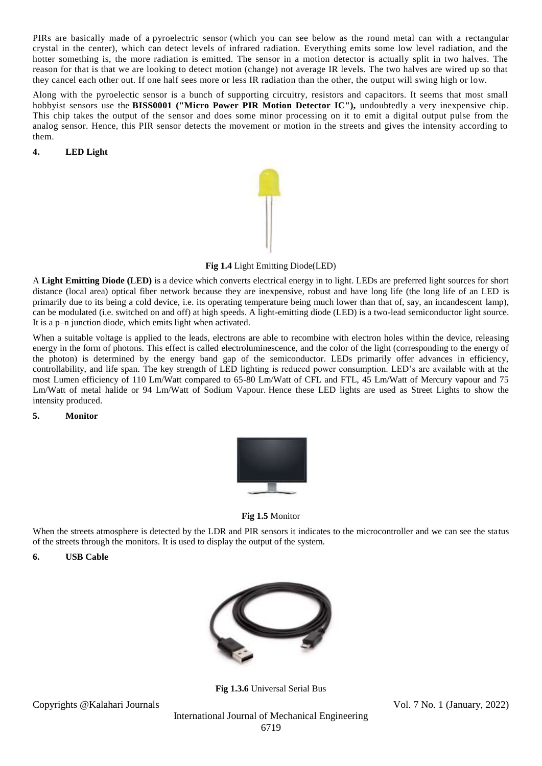PIRs are basically made of a pyroelectric sensor (which you can see below as the round metal can with a rectangular crystal in the center), which can detect levels of infrared radiation. Everything emits some low level radiation, and the hotter something is, the more radiation is emitted. The sensor in a motion detector is actually split in two halves. The reason for that is that we are looking to detect motion (change) not average IR levels. The two halves are wired up so that they cancel each other out. If one half sees more or less IR radiation than the other, the output will swing high or low.

Along with the pyroelectic sensor is a bunch of supporting circuitry, resistors and capacitors. It seems that most small hobbyist sensors use the **BISS0001 ("Micro Power PIR Motion Detector IC"),** undoubtedly a very inexpensive chip. This chip takes the output of the sensor and does some minor processing on it to emit a digital output pulse from the analog sensor. Hence, this PIR sensor detects the movement or motion in the streets and gives the intensity according to them.

#### 4. LED Light

**Fig 1.4** Light Emitting Diode(LED)

A **Light Emitting Diode (LED)** is a device which converts electrical energy in to light. LEDs are preferred light sources for short distance (local area) optical fiber network because they are inexpensive, robust and have long life (the long life of an LED is primarily due to its being a cold device, i.e. its operating temperature being much lower than that of, say, an incandescent lamp), can be modulated (i.e. switched on and off) at high speeds. A light-emitting diode (LED) is a two-lead semiconductor light source. It is a p–n junction diode, which emits light when activated.

When a suitable voltage is applied to the leads, electrons are able to recombine with electron holes within the device, releasing energy in the form of photons. This effect is called electroluminescence, and the color of the light (corresponding to the energy of the photon) is determined by the energy band gap of the semiconductor. LEDs primarily offer advances in efficiency, controllability, and life span. The key strength of LED lighting is reduced power consumption. LED's are available with at the most Lumen efficiency of 110 Lm/Watt compared to 65-80 Lm/Watt of CFL and FTL, 45 Lm/Watt of Mercury vapour and 75 Lm/Watt of metal halide or 94 Lm/Watt of Sodium Vapour. Hence these LED lights are used as Street Lights to show the intensity produced.

#### 5. Monitor

**Fig 1.5** Monitor

When the streets atmosphere is detected by the LDR and PIR sensors it indicates to the microcontroller and we can see the status of the streets through the monitors. It is used to display the output of the system.

#### 6. USB Cable

**Fig 1.3.6** Universal Serial Bus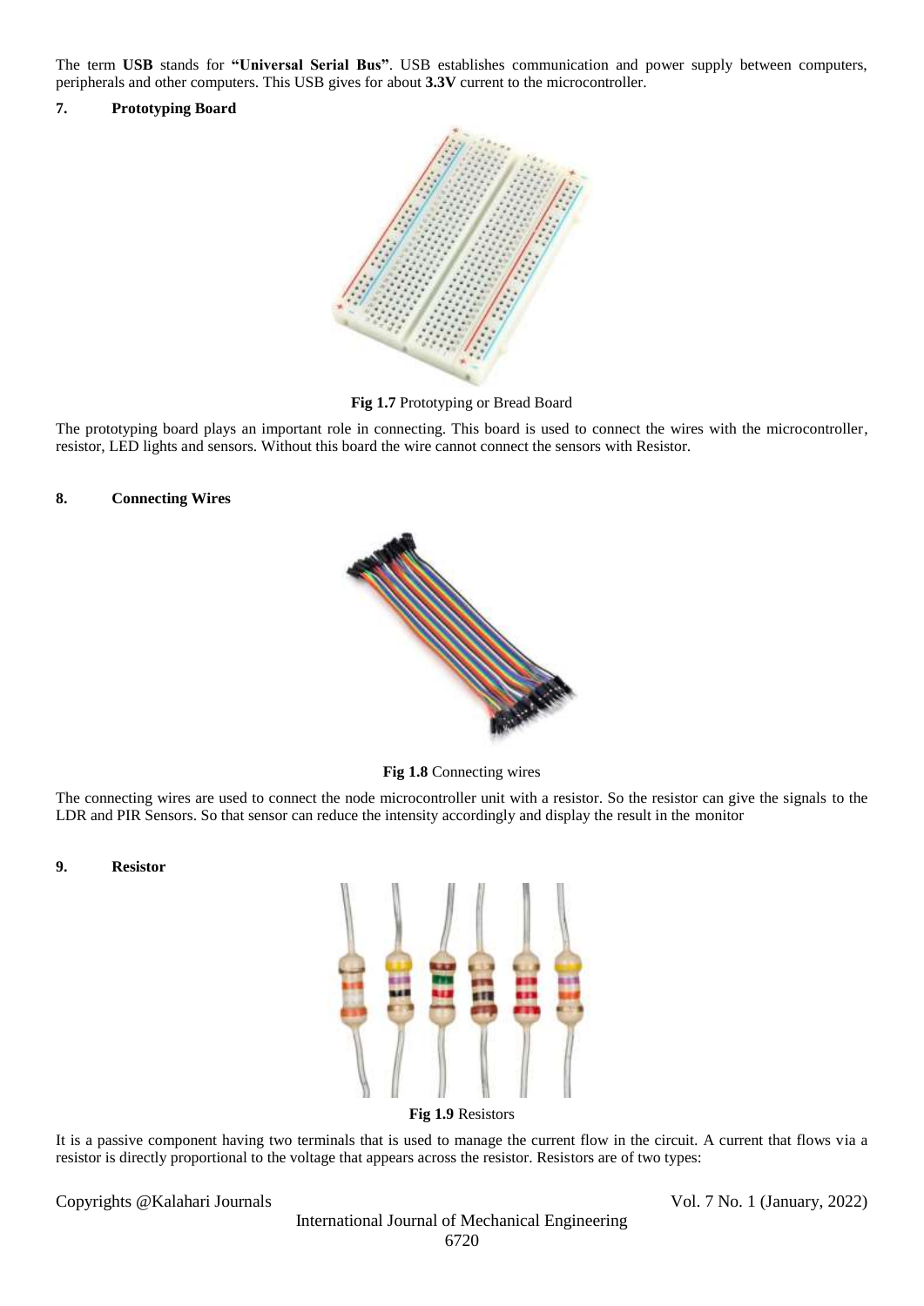The term **USB** stands for **"Universal Serial Bus"**. USB establishes communication and power supply between computers, peripherals and other computers. This USB gives for about **3.3V** current to the microcontroller.

**7. Prototyping Board**

**Fig 1.7** Prototyping or Bread Board

The prototyping board plays an important role in connecting. This board is used to connect the wires with the microcontroller, resistor, LED lights and sensors. Without this board the wire cannot connect the sensors with Resistor.

**8. Connecting Wires**

**Fig 1.8** Connecting wires

The connecting wires are used to connect the node microcontroller unit with a resistor. So the resistor can give the signals to the LDR and PIR Sensors. So that sensor can reduce the intensity accordingly and display the result in the monitor

**9. Resistor**

**Fig 1.9** Resistors

It is a passive component having two terminals that is used to manage the current flow in the circuit. A current that flows via a resistor is directly proportional to the voltage that appears across the resistor. Resistors are of two types: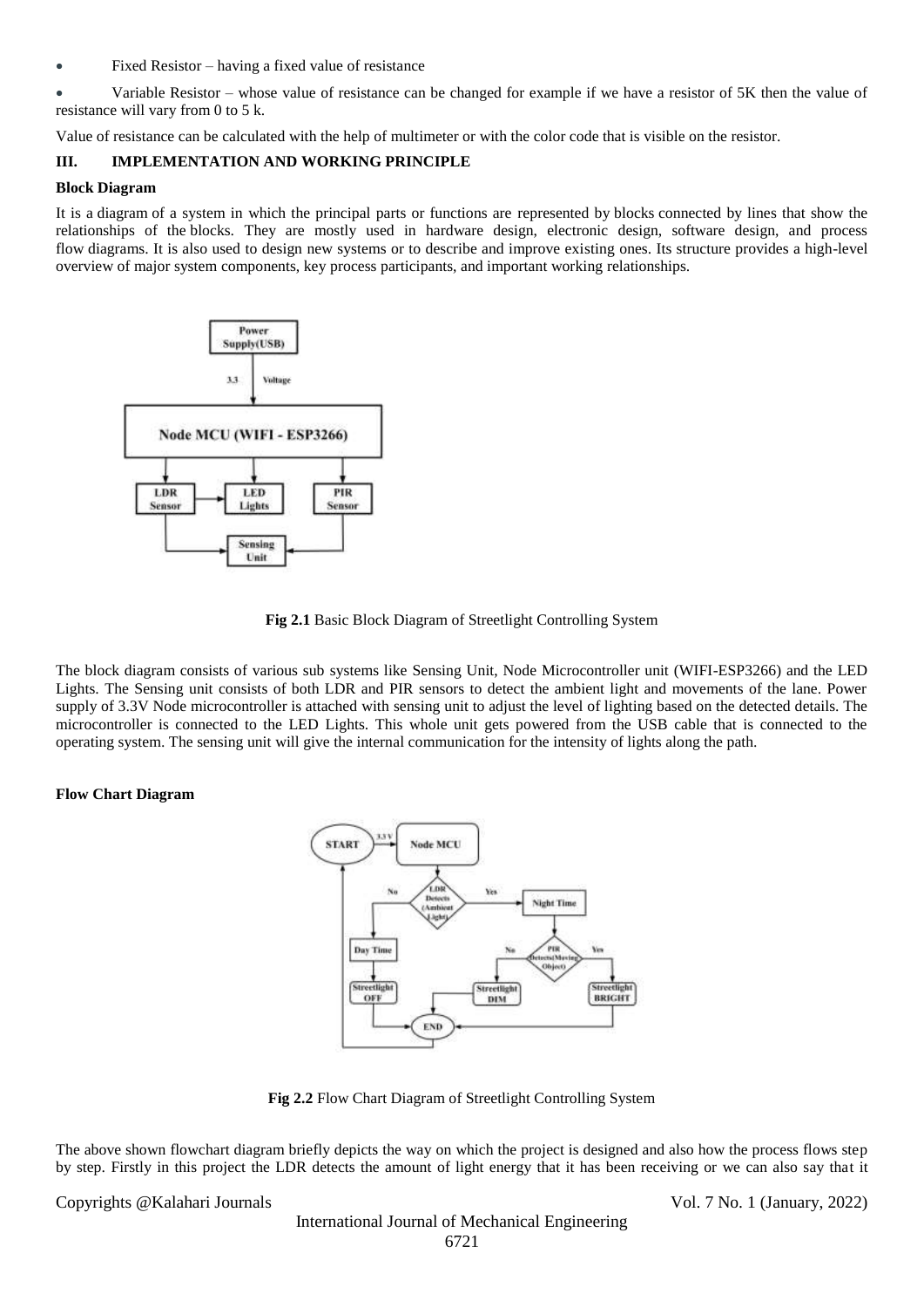- Fixed Resistor – having a fixed value of resistance
- Variable Resistor – whose value of resistance can be changed for example if we have a resistor of 5K then the value of resistance will vary from 0 to 5 k.

Value of resistance can be calculated with the help of multimeter or with the color code that is visible on the resistor.

## III. IMPLEMENTATION AND WORKING PRINCIPLE

**Block Diagram**

It is a diagram of a system in which the principal parts or functions are represented by blocks connected by lines that show the relationships of the blocks. They are mostly used in hardware design, electronic design, software design, and process flow diagrams. It is also used to design new systems or to describe and improve existing ones. Its structure provides a high-level overview of major system components, key process participants, and important working relationships.

**Fig 2.1** Basic Block Diagram of Streetlight Controlling System

The block diagram consists of various sub systems like Sensing Unit, Node Microcontroller unit (WIFI-ESP3266) and the LED Lights. The Sensing unit consists of both LDR and PIR sensors to detect the ambient light and movements of the lane. Power supply of 3.3V Node microcontroller is attached with sensing unit to adjust the level of lighting based on the detected details. The microcontroller is connected to the LED Lights. This whole unit gets powered from the USB cable that is connected to the operating system. The sensing unit will give the internal communication for the intensity of lights along the path.

**Flow Chart Diagram**

**Fig 2.2** Flow Chart Diagram of Streetlight Controlling System

The above shown flowchart diagram briefly depicts the way on which the project is designed and also how the process flows step by step. Firstly in this project the LDR detects the amount of light energy that it has been receiving or we can also say that it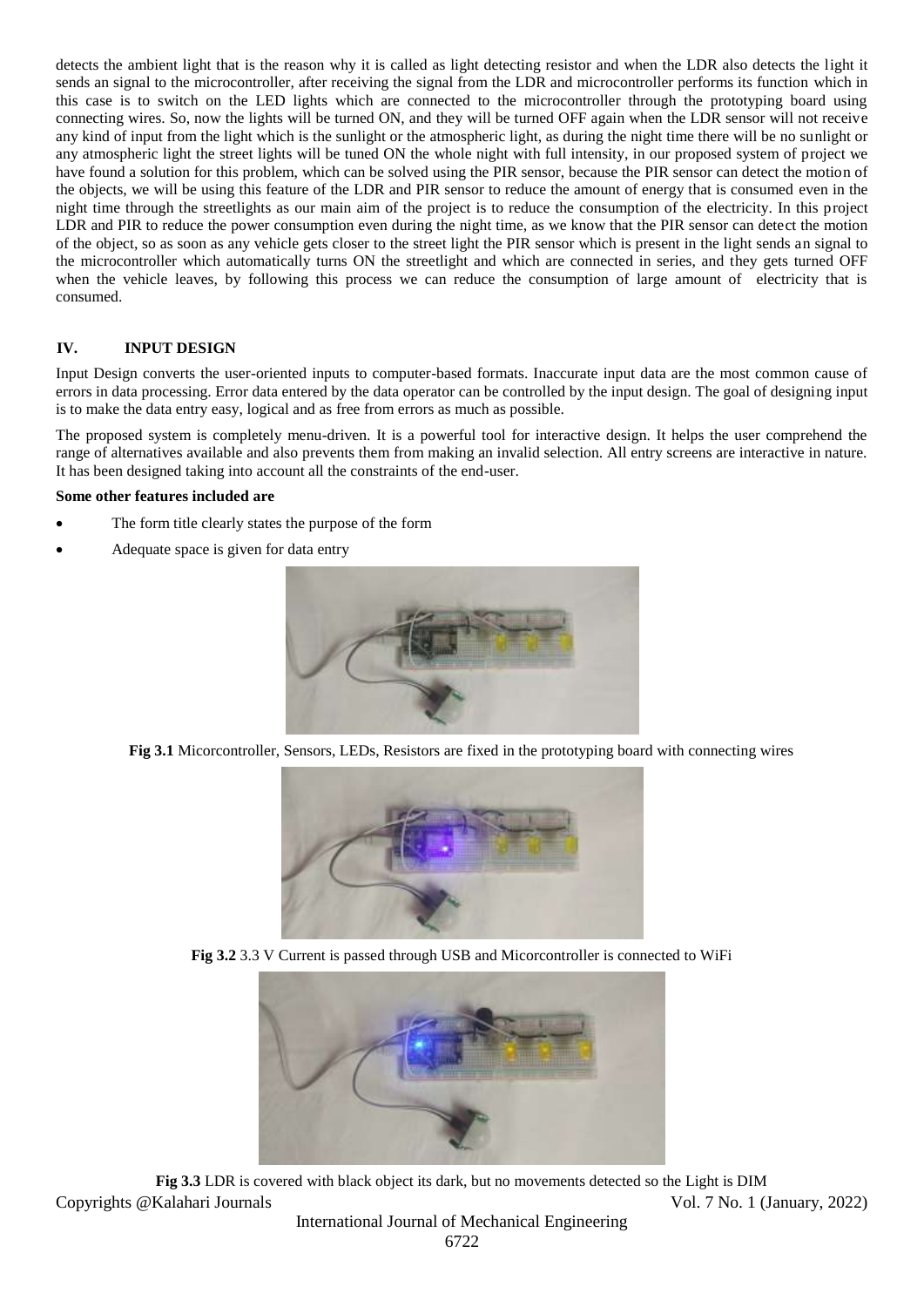detects the ambient light that is the reason why it is called as light detecting resistor and when the LDR also detects the light it sends an signal to the microcontroller, after receiving the signal from the LDR and microcontroller performs its function which in this case is to switch on the LED lights which are connected to the microcontroller through the prototyping board using connecting wires. So, now the lights will be turned ON, and they will be turned OFF again when the LDR sensor will not receive any kind of input from the light which is the sunlight or the atmospheric light, as during the night time there will be no sunlight or any atmospheric light the street lights will be tuned ON the whole night with full intensity, in our proposed system of project we have found a solution for this problem, which can be solved using the PIR sensor, because the PIR sensor can detect the motion of the objects, we will be using this feature of the LDR and PIR sensor to reduce the amount of energy that is consumed even in the night time through the streetlights as our main aim of the project is to reduce the consumption of the electricity. In this project LDR and PIR to reduce the power consumption even during the night time, as we know that the PIR sensor can detect the motion of the object, so as soon as any vehicle gets closer to the street light the PIR sensor which is present in the light sends an signal to the microcontroller which automatically turns ON the streetlight and which are connected in series, and they gets turned OFF when the vehicle leaves, by following this process we can reduce the consumption of large amount of electricity that is consumed.

## IV. INPUT DESIGN

Input Design converts the user-oriented inputs to computer-based formats. Inaccurate input data are the most common cause of errors in data processing. Error data entered by the data operator can be controlled by the input design. The goal of designing input is to make the data entry easy, logical and as free from errors as much as possible.

The proposed system is completely menu-driven. It is a powerful tool for interactive design. It helps the user comprehend the range of alternatives available and also prevents them from making an invalid selection. All entry screens are interactive in nature. It has been designed taking into account all the constraints of the end-user.

**Some other features included are**

- The form title clearly states the purpose of the form
- Adequate space is given for data entry

**Fig 3.1** Micorcontroller, Sensors, LEDs, Resistors are fixed in the prototyping board with connecting wires

**Fig 3.2** 3.3 V Current is passed through USB and Micorcontroller is connected to WiFi

**Fig 3.3** LDR is covered with black object its dark, but no movements detected so the Light is DIM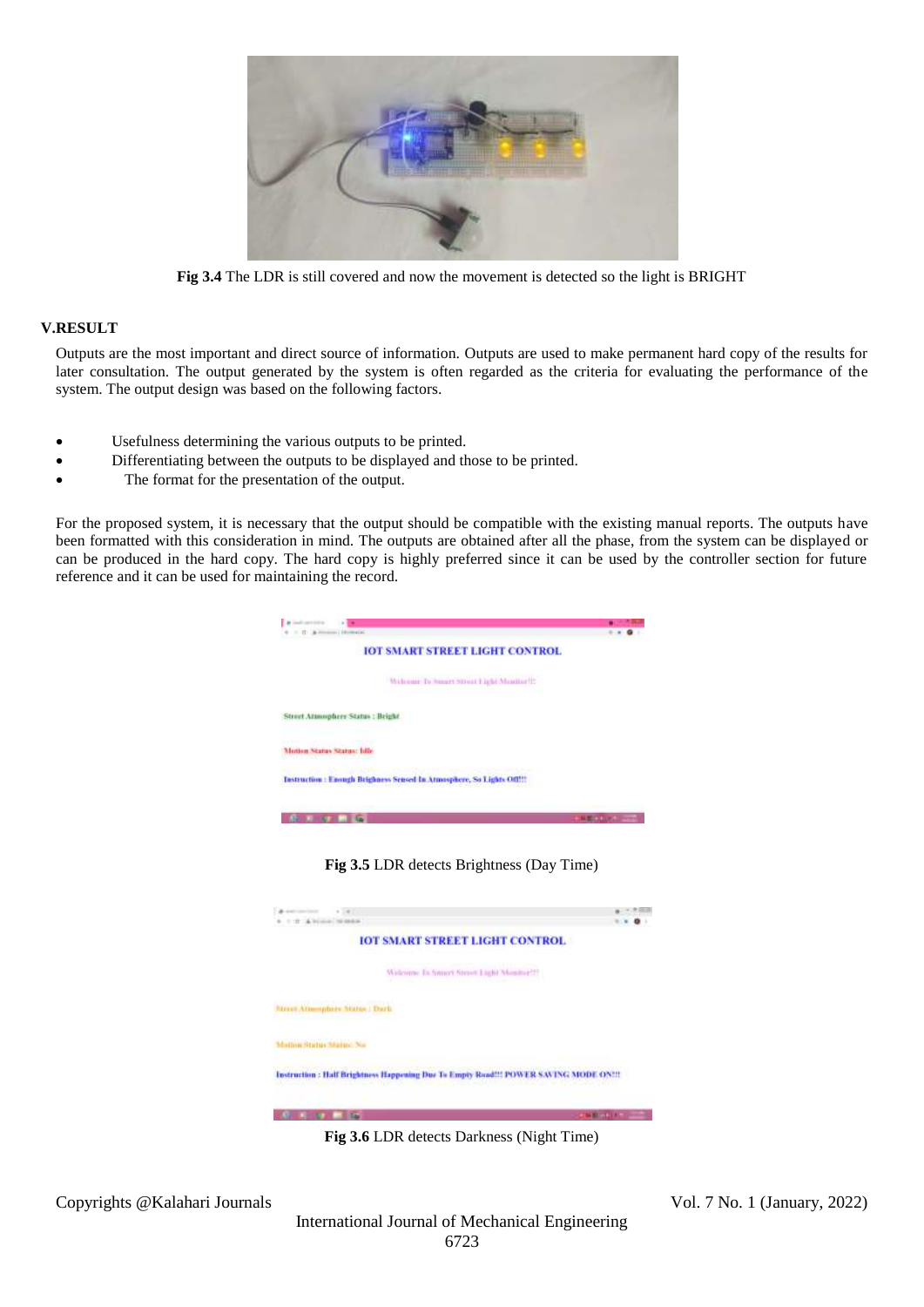Fig 3.4 The LDR is still covered and now the movement is detected so the light is BRIGHT

## V.RESULT

Outputs are the most important and direct source of information. Outputs are used to make permanent hard copy of the results for later consultation. The output generated by the system is often regarded as the criteria for evaluating the performance of the system. The output design was based on the following factors.

- Usefulness determining the various outputs to be printed.
- Differentiating between the outputs to be displayed and those to be printed.
- The format for the presentation of the output.

For the proposed system, it is necessary that the output should be compatible with the existing manual reports. The outputs have been formatted with this consideration in mind. The outputs are obtained after all the phase, from the system can be displayed or can be produced in the hard copy. The hard copy is highly preferred since it can be used by the controller section for future reference and it can be used for maintaining the record.

Fig 3.5 LDR detects Brightness (Day Time)

Fig 3.6 LDR detects Darkness (Night Time)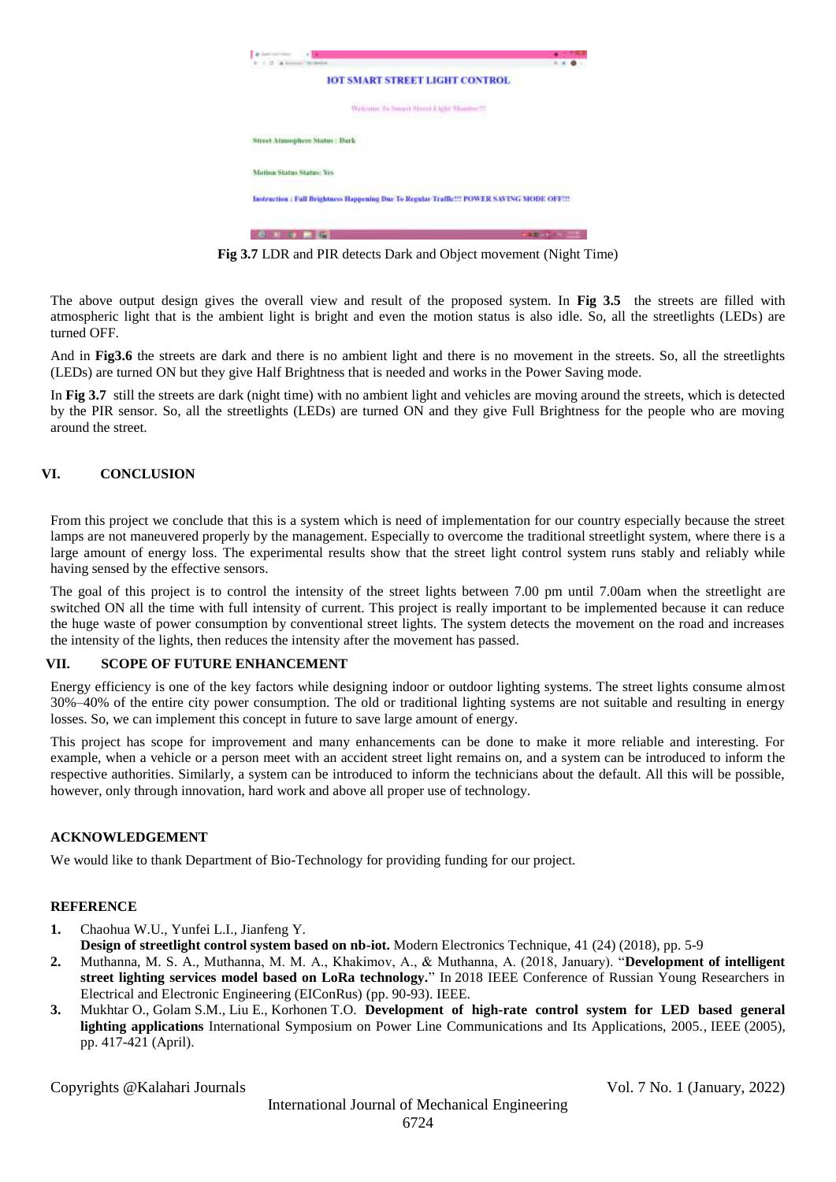**Fig 3.7** LDR and PIR detects Dark and Object movement (Night Time)

The above output design gives the overall view and result of the proposed system. In **Fig 3.5** the streets are filled with atmospheric light that is the ambient light is bright and even the motion status is also idle. So, all the streetlights (LEDs) are turned OFF.

And in **Fig3.6** the streets are dark and there is no ambient light and there is no movement in the streets. So, all the streetlights (LEDs) are turned ON but they give Half Brightness that is needed and works in the Power Saving mode.

In **Fig 3.7** still the streets are dark (night time) with no ambient light and vehicles are moving around the streets, which is detected by the PIR sensor. So, all the streetlights (LEDs) are turned ON and they give Full Brightness for the people who are moving around the street.

## VI. CONCLUSION

From this project we conclude that this is a system which is need of implementation for our country especially because the street lamps are not maneuvered properly by the management. Especially to overcome the traditional streetlight system, where there is a large amount of energy loss. The experimental results show that the street light control system runs stably and reliably while having sensed by the effective sensors.

The goal of this project is to control the intensity of the street lights between 7.00 pm until 7.00am when the streetlight are switched ON all the time with full intensity of current. This project is really important to be implemented because it can reduce the huge waste of power consumption by conventional street lights. The system detects the movement on the road and increases the intensity of the lights, then reduces the intensity after the movement has passed.

## VII. SCOPE OF FUTURE ENHANCEMENT

Energy efficiency is one of the key factors while designing indoor or outdoor lighting systems. The street lights consume almost 30%–40% of the entire city power consumption. The old or traditional lighting systems are not suitable and resulting in energy losses. So, we can implement this concept in future to save large amount of energy.

This project has scope for improvement and many enhancements can be done to make it more reliable and interesting. For example, when a vehicle or a person meet with an accident street light remains on, and a system can be introduced to inform the respective authorities. Similarly, a system can be introduced to inform the technicians about the default. All this will be possible, however, only through innovation, hard work and above all proper use of technology.

## ACKNOWLEDGEMENT

We would like to thank Department of Bio-Technology for providing funding for our project.

## REFERENCE

1. Chaohua W.U., Yunfei L.I., Jianfeng Y. **Design of streetlight control system based on nb-iot.** Modern Electronics Technique, 41 (24) (2018), pp. 5-9
2. Muthanna, M. S. A., Muthanna, M. M. A., Khakimov, A., & Muthanna, A. (2018, January). "**Development of intelligent street lighting services model based on LoRa technology.**" In 2018 IEEE Conference of Russian Young Researchers in Electrical and Electronic Engineering (EIConRus) (pp. 90-93). IEEE.
3. Mukhtar O., Golam S.M., Liu E., Korhonen T.O. **Development of high-rate control system for LED based general lighting applications** International Symposium on Power Line Communications and Its Applications, 2005., IEEE (2005), pp. 417-421 (April).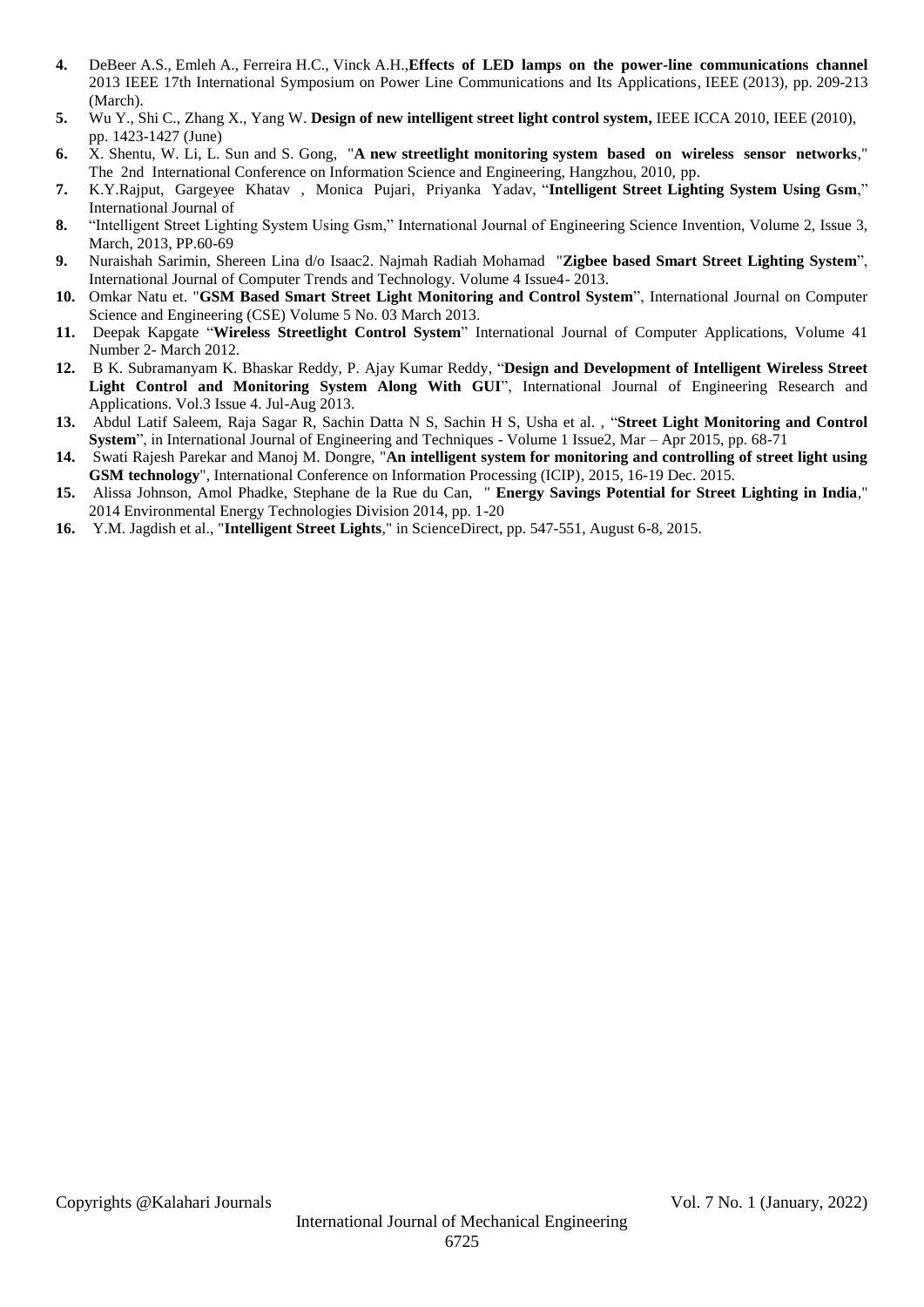4. DeBeer A.S., Emleh A., Ferreira H.C., Vinck A.H.,**Effects of LED lamps on the power-line communications channel** 2013 IEEE 17th International Symposium on Power Line Communications and Its Applications, IEEE (2013), pp. 209-213 (March).
5. Wu Y., Shi C., Zhang X., Yang W. **Design of new intelligent street light control system,** IEEE ICCA 2010, IEEE (2010), pp. 1423-1427 (June)
6. X. Shentu, W. Li, L. Sun and S. Gong, "**A new streetlight monitoring system based on wireless sensor networks**," The 2nd International Conference on Information Science and Engineering, Hangzhou, 2010, pp.
7. K.Y.Rajput, Gargeyee Khatav , Monica Pujari, Priyanka Yadav, "**Intelligent Street Lighting System Using Gsm**," International Journal of
8. "Intelligent Street Lighting System Using Gsm," International Journal of Engineering Science Invention, Volume 2, Issue 3, March, 2013, PP.60-69
9. Nuraishah Sarimin, Shereen Lina d/o Isaac2. Najmah Radiah Mohamad "**Zigbee based Smart Street Lighting System**", International Journal of Computer Trends and Technology. Volume 4 Issue4- 2013.
10. Omkar Natu et. "**GSM Based Smart Street Light Monitoring and Control System**", International Journal on Computer Science and Engineering (CSE) Volume 5 No. 03 March 2013.
11. Deepak Kapgate "**Wireless Streetlight Control System**" International Journal of Computer Applications, Volume 41 Number 2- March 2012.
12. B K. Subramanyam K. Bhaskar Reddy, P. Ajay Kumar Reddy, "**Design and Development of Intelligent Wireless Street Light Control and Monitoring System Along With GUI**", International Journal of Engineering Research and Applications. Vol.3 Issue 4. Jul-Aug 2013.
13. Abdul Latif Saleem, Raja Sagar R, Sachin Datta N S, Sachin H S, Usha et al. , "**Street Light Monitoring and Control System**", in International Journal of Engineering and Techniques - Volume 1 Issue2, Mar – Apr 2015, pp. 68-71
14. Swati Rajesh Parekar and Manoj M. Dongre, "**An intelligent system for monitoring and controlling of street light using GSM technology**", International Conference on Information Processing (ICIP), 2015, 16-19 Dec. 2015.
15. Alissa Johnson, Amol Phadke, Stephane de la Rue du Can, " **Energy Savings Potential for Street Lighting in India**," 2014 Environmental Energy Technologies Division 2014, pp. 1-20
16. Y.M. Jagdish et al., "**Intelligent Street Lights**," in ScienceDirect, pp. 547-551, August 6-8, 2015.